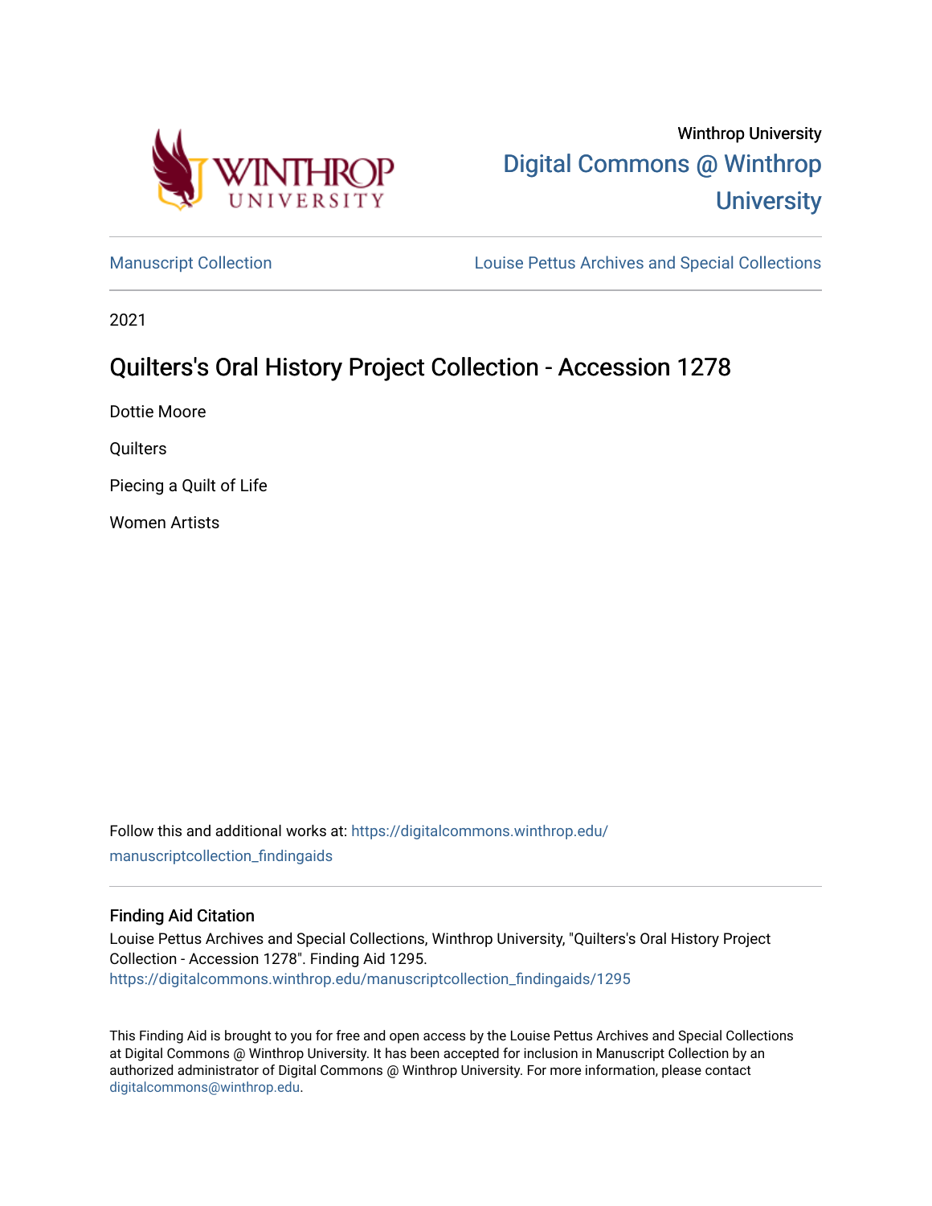Winthrop University

Digital Commons @ Winthrop University

Manuscript Collection | Louise Pettus Archives and Special Collections

2021

# Quilters's Oral History Project Collection - Accession 1278

Dottie Moore

Quilters

Piecing a Quilt of Life

Women Artists

Follow this and additional works at: https://digitalcommons.winthrop.edu/manuscriptcollection_findingaids

## Finding Aid Citation

Louise Pettus Archives and Special Collections, Winthrop University, "Quilters's Oral History Project Collection - Accession 1278". Finding Aid 1295.
https://digitalcommons.winthrop.edu/manuscriptcollection_findingaids/1295

This Finding Aid is brought to you for free and open access by the Louise Pettus Archives and Special Collections at Digital Commons @ Winthrop University. It has been accepted for inclusion in Manuscript Collection by an authorized administrator of Digital Commons @ Winthrop University. For more information, please contact digitalcommons@winthrop.edu.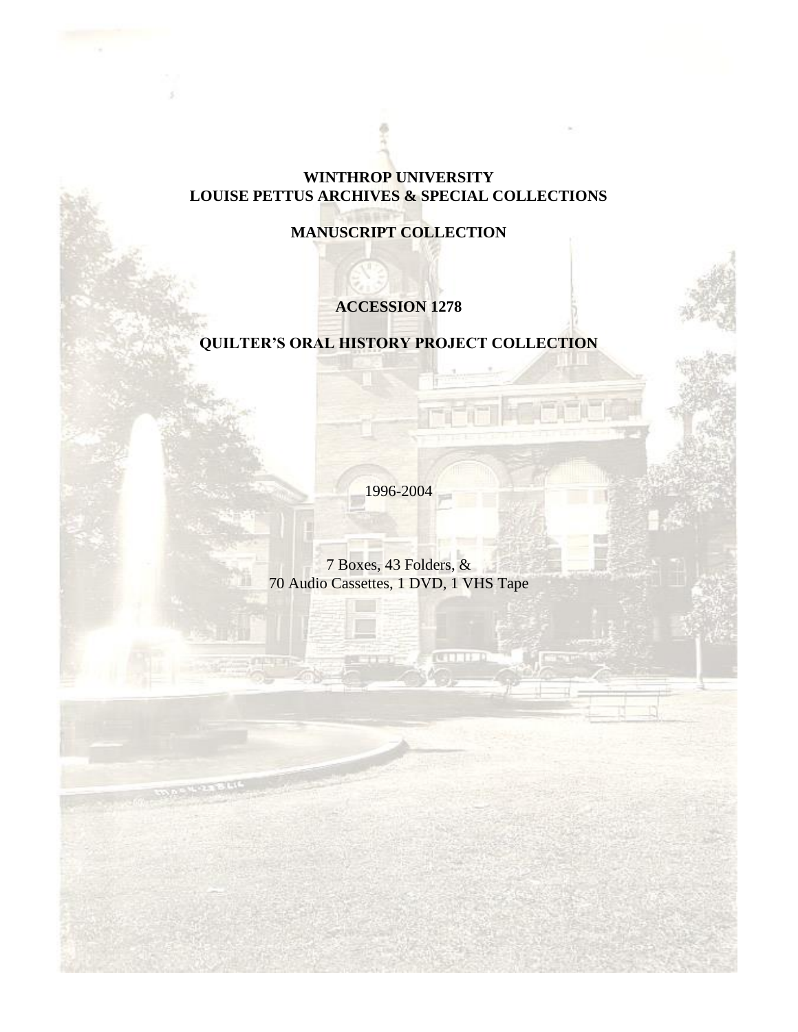**WINTHROP UNIVERSITY**
**LOUISE PETTUS ARCHIVES & SPECIAL COLLECTIONS**

**MANUSCRIPT COLLECTION**

**ACCESSION 1278**

**QUILTER'S ORAL HISTORY PROJECT COLLECTION**

1996-2004

7 Boxes, 43 Folders, &
70 Audio Cassettes, 1 DVD, 1 VHS Tape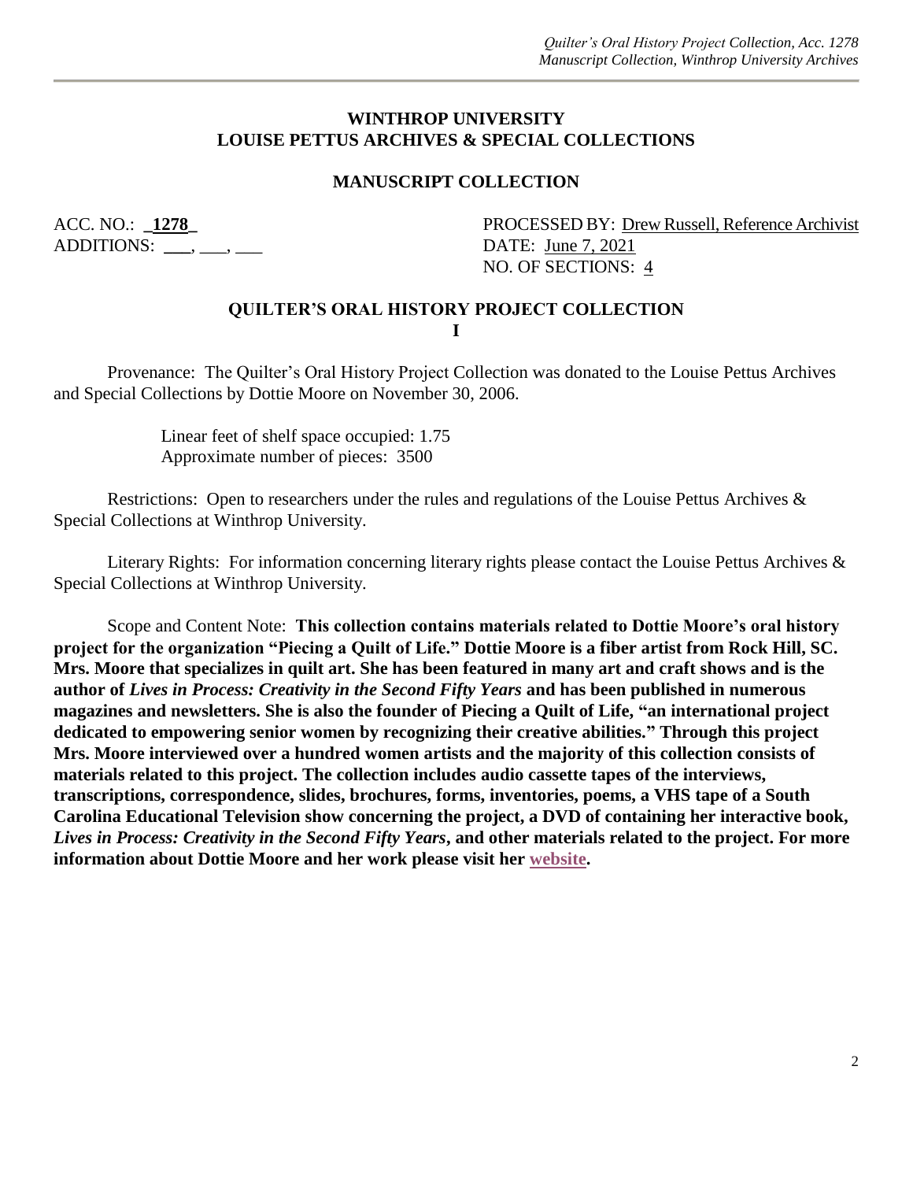## WINTHROP UNIVERSITY
## LOUISE PETTUS ARCHIVES & SPECIAL COLLECTIONS

### MANUSCRIPT COLLECTION

ACC. NO.: **1278**
ADDITIONS: ___, ___, ___

PROCESSED BY: Drew Russell, Reference Archivist
DATE: June 7, 2021
NO. OF SECTIONS: 4

### QUILTER'S ORAL HISTORY PROJECT COLLECTION
### I

Provenance: The Quilter's Oral History Project Collection was donated to the Louise Pettus Archives and Special Collections by Dottie Moore on November 30, 2006.

Linear feet of shelf space occupied: 1.75
Approximate number of pieces: 3500

Restrictions: Open to researchers under the rules and regulations of the Louise Pettus Archives & Special Collections at Winthrop University.

Literary Rights: For information concerning literary rights please contact the Louise Pettus Archives & Special Collections at Winthrop University.

Scope and Content Note: **This collection contains materials related to Dottie Moore's oral history project for the organization "Piecing a Quilt of Life." Dottie Moore is a fiber artist from Rock Hill, SC. Mrs. Moore that specializes in quilt art. She has been featured in many art and craft shows and is the author of *Lives in Process: Creativity in the Second Fifty Years* and has been published in numerous magazines and newsletters. She is also the founder of Piecing a Quilt of Life, "an international project dedicated to empowering senior women by recognizing their creative abilities." Through this project Mrs. Moore interviewed over a hundred women artists and the majority of this collection consists of materials related to this project. The collection includes audio cassette tapes of the interviews, transcriptions, correspondence, slides, brochures, forms, inventories, poems, a VHS tape of a South Carolina Educational Television show concerning the project, a DVD of containing her interactive book, *Lives in Process: Creativity in the Second Fifty Years*, and other materials related to the project. For more information about Dottie Moore and her work please visit her website.**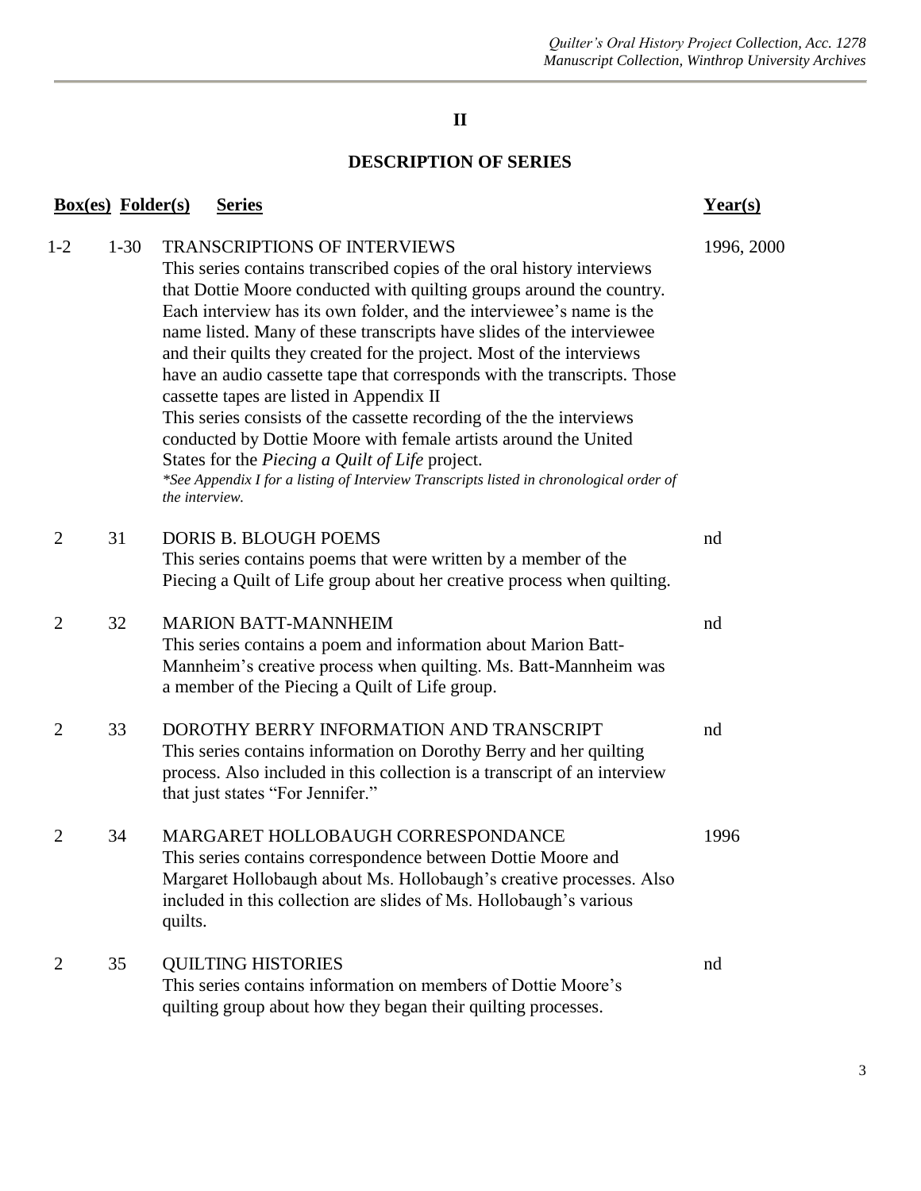## II

## DESCRIPTION OF SERIES

| Box(es) | Folder(s) | Series | Year(s) |
|---|---|---|---|
| 1-2 | 1-30 | TRANSCRIPTIONS OF INTERVIEWS<br>This series contains transcribed copies of the oral history interviews that Dottie Moore conducted with quilting groups around the country. Each interview has its own folder, and the interviewee's name is the name listed. Many of these transcripts have slides of the interviewee and their quilts they created for the project. Most of the interviews have an audio cassette tape that corresponds with the transcripts. Those cassette tapes are listed in Appendix II<br>This series consists of the cassette recording of the the interviews conducted by Dottie Moore with female artists around the United States for the *Piecing a Quilt of Life* project.<br>*\*See Appendix I for a listing of Interview Transcripts listed in chronological order of the interview.* | 1996, 2000 |
| 2 | 31 | DORIS B. BLOUGH POEMS<br>This series contains poems that were written by a member of the Piecing a Quilt of Life group about her creative process when quilting. | nd |
| 2 | 32 | MARION BATT-MANNHEIM<br>This series contains a poem and information about Marion Batt-Mannheim's creative process when quilting. Ms. Batt-Mannheim was a member of the Piecing a Quilt of Life group. | nd |
| 2 | 33 | DOROTHY BERRY INFORMATION AND TRANSCRIPT<br>This series contains information on Dorothy Berry and her quilting process. Also included in this collection is a transcript of an interview that just states "For Jennifer." | nd |
| 2 | 34 | MARGARET HOLLOBAUGH CORRESPONDANCE<br>This series contains correspondence between Dottie Moore and Margaret Hollobaugh about Ms. Hollobaugh's creative processes. Also included in this collection are slides of Ms. Hollobaugh's various quilts. | 1996 |
| 2 | 35 | QUILTING HISTORIES<br>This series contains information on members of Dottie Moore's quilting group about how they began their quilting processes. | nd |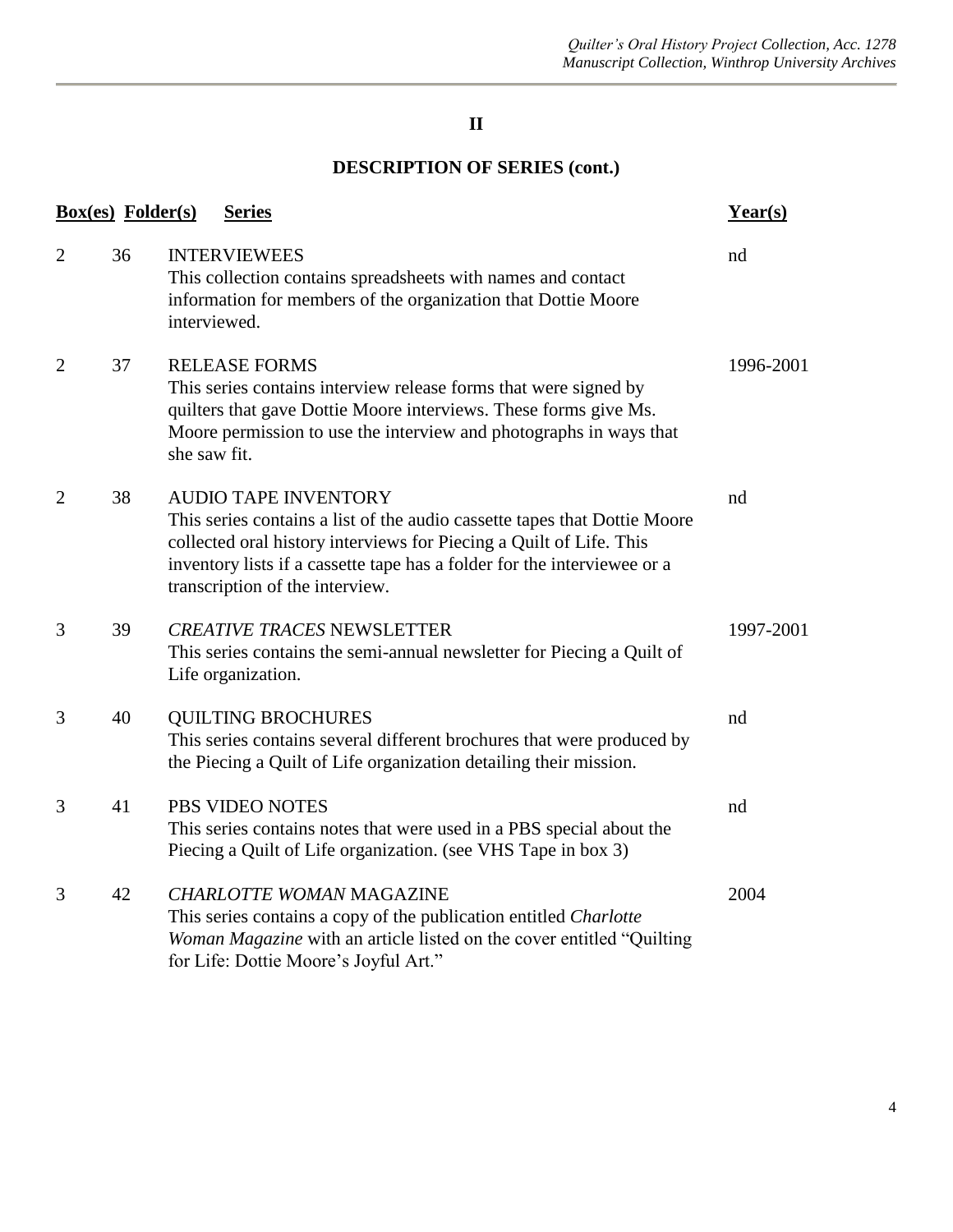## II

## DESCRIPTION OF SERIES (cont.)

| Box(es) | Folder(s) | Series | Year(s) |
|---|---|---|---|
| 2 | 36 | INTERVIEWEES<br>This collection contains spreadsheets with names and contact information for members of the organization that Dottie Moore interviewed. | nd |
| 2 | 37 | RELEASE FORMS<br>This series contains interview release forms that were signed by quilters that gave Dottie Moore interviews. These forms give Ms. Moore permission to use the interview and photographs in ways that she saw fit. | 1996-2001 |
| 2 | 38 | AUDIO TAPE INVENTORY<br>This series contains a list of the audio cassette tapes that Dottie Moore collected oral history interviews for Piecing a Quilt of Life. This inventory lists if a cassette tape has a folder for the interviewee or a transcription of the interview. | nd |
| 3 | 39 | *CREATIVE TRACES* NEWSLETTER<br>This series contains the semi-annual newsletter for Piecing a Quilt of Life organization. | 1997-2001 |
| 3 | 40 | QUILTING BROCHURES<br>This series contains several different brochures that were produced by the Piecing a Quilt of Life organization detailing their mission. | nd |
| 3 | 41 | PBS VIDEO NOTES<br>This series contains notes that were used in a PBS special about the Piecing a Quilt of Life organization. (see VHS Tape in box 3) | nd |
| 3 | 42 | *CHARLOTTE WOMAN* MAGAZINE<br>This series contains a copy of the publication entitled *Charlotte Woman Magazine* with an article listed on the cover entitled "Quilting for Life: Dottie Moore's Joyful Art." | 2004 |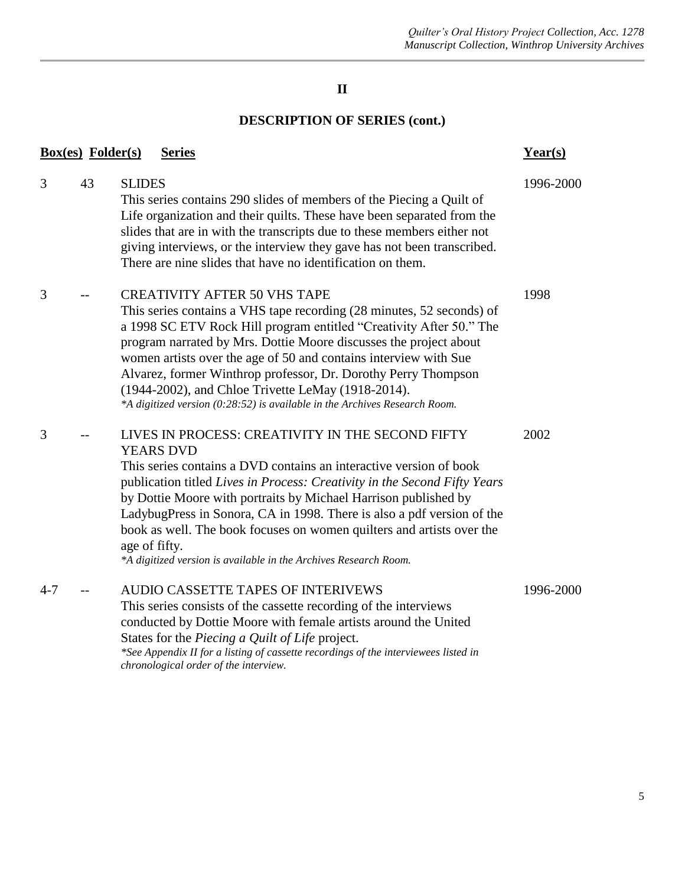## II

## DESCRIPTION OF SERIES (cont.)

| Box(es) | Folder(s) | Series | Year(s) |
|---|---|---|---|
| 3 | 43 | SLIDES<br>This series contains 290 slides of members of the Piecing a Quilt of Life organization and their quilts. These have been separated from the slides that are in with the transcripts due to these members either not giving interviews, or the interview they gave has not been transcribed. There are nine slides that have no identification on them. | 1996-2000 |
| 3 | -- | CREATIVITY AFTER 50 VHS TAPE<br>This series contains a VHS tape recording (28 minutes, 52 seconds) of a 1998 SC ETV Rock Hill program entitled "Creativity After 50." The program narrated by Mrs. Dottie Moore discusses the project about women artists over the age of 50 and contains interview with Sue Alvarez, former Winthrop professor, Dr. Dorothy Perry Thompson (1944-2002), and Chloe Trivette LeMay (1918-2014).<br>*\*A digitized version (0:28:52) is available in the Archives Research Room.* | 1998 |
| 3 | -- | LIVES IN PROCESS: CREATIVITY IN THE SECOND FIFTY YEARS DVD<br>This series contains a DVD contains an interactive version of book publication titled *Lives in Process: Creativity in the Second Fifty Years* by Dottie Moore with portraits by Michael Harrison published by LadybugPress in Sonora, CA in 1998. There is also a pdf version of the book as well. The book focuses on women quilters and artists over the age of fifty.<br>*\*A digitized version is available in the Archives Research Room.* | 2002 |
| 4-7 | -- | AUDIO CASSETTE TAPES OF INTERIVEWS<br>This series consists of the cassette recording of the interviews conducted by Dottie Moore with female artists around the United States for the *Piecing a Quilt of Life* project.<br>*\*See Appendix II for a listing of cassette recordings of the interviewees listed in chronological order of the interview.* | 1996-2000 |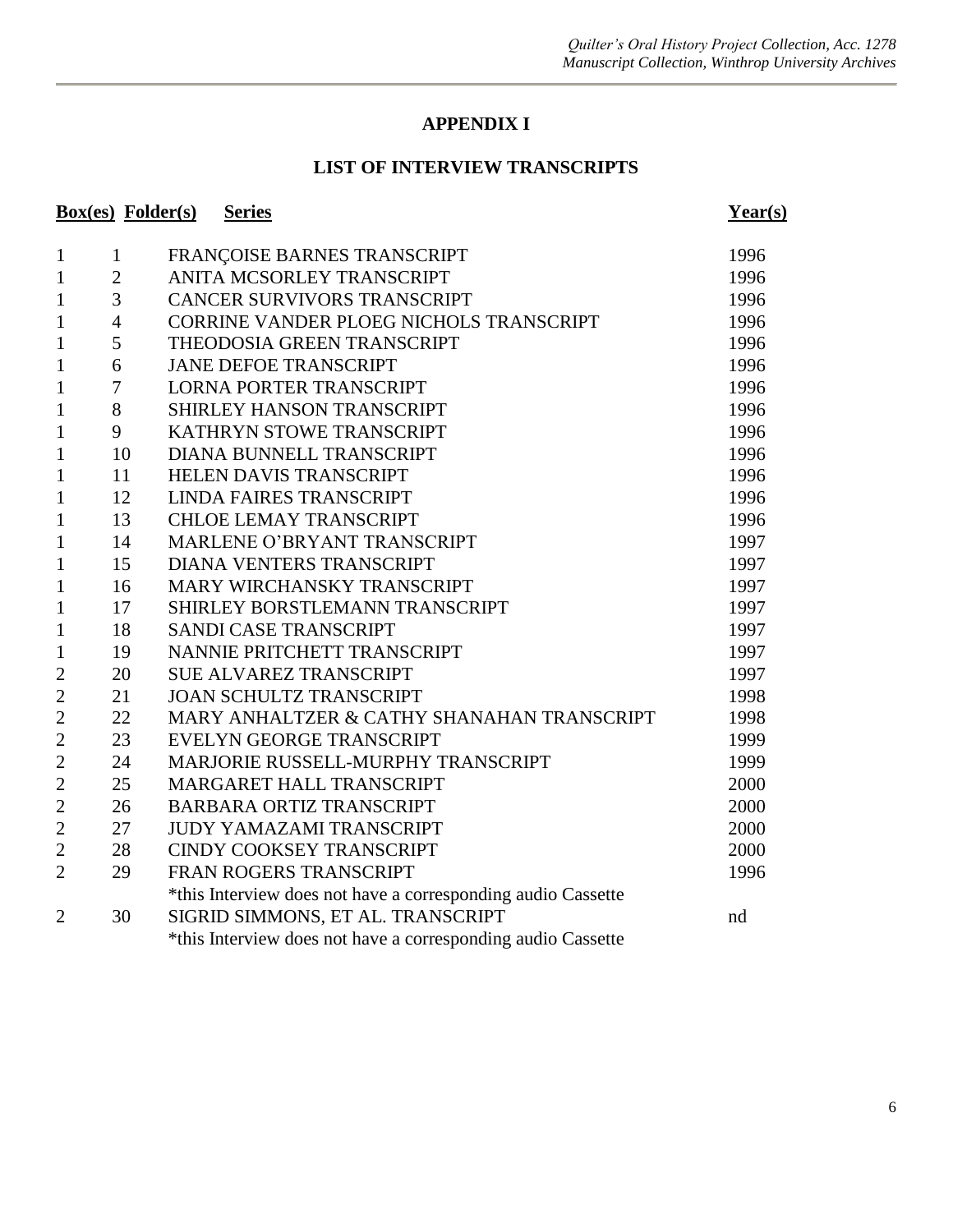# APPENDIX I

## LIST OF INTERVIEW TRANSCRIPTS

| Box(es) | Folder(s) | Series | Year(s) |
|---|---|---|---|
| 1 | 1 | FRANÇOISE BARNES TRANSCRIPT | 1996 |
| 1 | 2 | ANITA MCSORLEY TRANSCRIPT | 1996 |
| 1 | 3 | CANCER SURVIVORS TRANSCRIPT | 1996 |
| 1 | 4 | CORRINE VANDER PLOEG NICHOLS TRANSCRIPT | 1996 |
| 1 | 5 | THEODOSIA GREEN TRANSCRIPT | 1996 |
| 1 | 6 | JANE DEFOE TRANSCRIPT | 1996 |
| 1 | 7 | LORNA PORTER TRANSCRIPT | 1996 |
| 1 | 8 | SHIRLEY HANSON TRANSCRIPT | 1996 |
| 1 | 9 | KATHRYN STOWE TRANSCRIPT | 1996 |
| 1 | 10 | DIANA BUNNELL TRANSCRIPT | 1996 |
| 1 | 11 | HELEN DAVIS TRANSCRIPT | 1996 |
| 1 | 12 | LINDA FAIRES TRANSCRIPT | 1996 |
| 1 | 13 | CHLOE LEMAY TRANSCRIPT | 1996 |
| 1 | 14 | MARLENE O'BRYANT TRANSCRIPT | 1997 |
| 1 | 15 | DIANA VENTERS TRANSCRIPT | 1997 |
| 1 | 16 | MARY WIRCHANSKY TRANSCRIPT | 1997 |
| 1 | 17 | SHIRLEY BORSTLEMANN TRANSCRIPT | 1997 |
| 1 | 18 | SANDI CASE TRANSCRIPT | 1997 |
| 1 | 19 | NANNIE PRITCHETT TRANSCRIPT | 1997 |
| 2 | 20 | SUE ALVAREZ TRANSCRIPT | 1997 |
| 2 | 21 | JOAN SCHULTZ TRANSCRIPT | 1998 |
| 2 | 22 | MARY ANHALTZER & CATHY SHANAHAN TRANSCRIPT | 1998 |
| 2 | 23 | EVELYN GEORGE TRANSCRIPT | 1999 |
| 2 | 24 | MARJORIE RUSSELL-MURPHY TRANSCRIPT | 1999 |
| 2 | 25 | MARGARET HALL TRANSCRIPT | 2000 |
| 2 | 26 | BARBARA ORTIZ TRANSCRIPT | 2000 |
| 2 | 27 | JUDY YAMAZAMI TRANSCRIPT | 2000 |
| 2 | 28 | CINDY COOKSEY TRANSCRIPT | 2000 |
| 2 | 29 | FRAN ROGERS TRANSCRIPT<br>*this Interview does not have a corresponding audio Cassette | 1996 |
| 2 | 30 | SIGRID SIMMONS, ET AL. TRANSCRIPT<br>*this Interview does not have a corresponding audio Cassette | nd |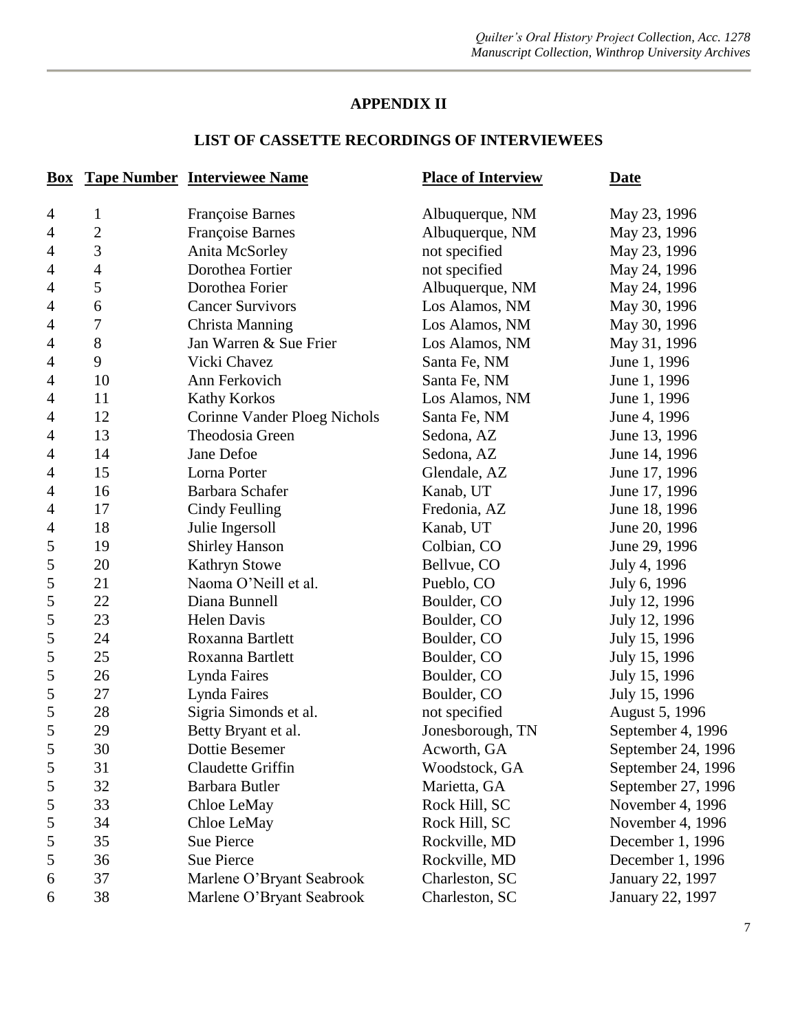## APPENDIX II

### LIST OF CASSETTE RECORDINGS OF INTERVIEWEES

| Box | Tape Number | Interviewee Name | Place of Interview | Date |
|---|---|---|---|---|
| 4 | 1 | Françoise Barnes | Albuquerque, NM | May 23, 1996 |
| 4 | 2 | Françoise Barnes | Albuquerque, NM | May 23, 1996 |
| 4 | 3 | Anita McSorley | not specified | May 23, 1996 |
| 4 | 4 | Dorothea Fortier | not specified | May 24, 1996 |
| 4 | 5 | Dorothea Forier | Albuquerque, NM | May 24, 1996 |
| 4 | 6 | Cancer Survivors | Los Alamos, NM | May 30, 1996 |
| 4 | 7 | Christa Manning | Los Alamos, NM | May 30, 1996 |
| 4 | 8 | Jan Warren & Sue Frier | Los Alamos, NM | May 31, 1996 |
| 4 | 9 | Vicki Chavez | Santa Fe, NM | June 1, 1996 |
| 4 | 10 | Ann Ferkovich | Santa Fe, NM | June 1, 1996 |
| 4 | 11 | Kathy Korkos | Los Alamos, NM | June 1, 1996 |
| 4 | 12 | Corinne Vander Ploeg Nichols | Santa Fe, NM | June 4, 1996 |
| 4 | 13 | Theodosia Green | Sedona, AZ | June 13, 1996 |
| 4 | 14 | Jane Defoe | Sedona, AZ | June 14, 1996 |
| 4 | 15 | Lorna Porter | Glendale, AZ | June 17, 1996 |
| 4 | 16 | Barbara Schafer | Kanab, UT | June 17, 1996 |
| 4 | 17 | Cindy Feulling | Fredonia, AZ | June 18, 1996 |
| 4 | 18 | Julie Ingersoll | Kanab, UT | June 20, 1996 |
| 5 | 19 | Shirley Hanson | Colbian, CO | June 29, 1996 |
| 5 | 20 | Kathryn Stowe | Bellvue, CO | July 4, 1996 |
| 5 | 21 | Naoma O'Neill et al. | Pueblo, CO | July 6, 1996 |
| 5 | 22 | Diana Bunnell | Boulder, CO | July 12, 1996 |
| 5 | 23 | Helen Davis | Boulder, CO | July 12, 1996 |
| 5 | 24 | Roxanna Bartlett | Boulder, CO | July 15, 1996 |
| 5 | 25 | Roxanna Bartlett | Boulder, CO | July 15, 1996 |
| 5 | 26 | Lynda Faires | Boulder, CO | July 15, 1996 |
| 5 | 27 | Lynda Faires | Boulder, CO | July 15, 1996 |
| 5 | 28 | Sigria Simonds et al. | not specified | August 5, 1996 |
| 5 | 29 | Betty Bryant et al. | Jonesborough, TN | September 4, 1996 |
| 5 | 30 | Dottie Besemer | Acworth, GA | September 24, 1996 |
| 5 | 31 | Claudette Griffin | Woodstock, GA | September 24, 1996 |
| 5 | 32 | Barbara Butler | Marietta, GA | September 27, 1996 |
| 5 | 33 | Chloe LeMay | Rock Hill, SC | November 4, 1996 |
| 5 | 34 | Chloe LeMay | Rock Hill, SC | November 4, 1996 |
| 5 | 35 | Sue Pierce | Rockville, MD | December 1, 1996 |
| 5 | 36 | Sue Pierce | Rockville, MD | December 1, 1996 |
| 6 | 37 | Marlene O'Bryant Seabrook | Charleston, SC | January 22, 1997 |
| 6 | 38 | Marlene O'Bryant Seabrook | Charleston, SC | January 22, 1997 |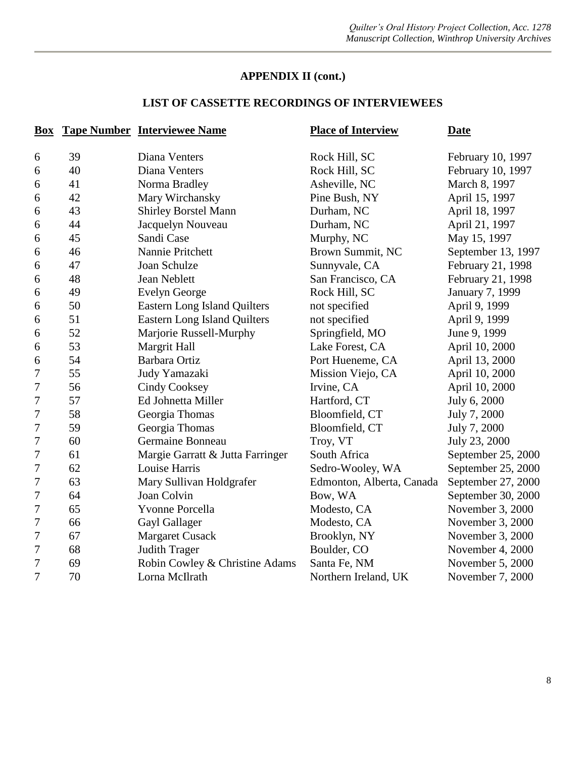## APPENDIX II (cont.)

## LIST OF CASSETTE RECORDINGS OF INTERVIEWEES

| Box | Tape Number | Interviewee Name | Place of Interview | Date |
|---|---|---|---|---|
| 6 | 39 | Diana Venters | Rock Hill, SC | February 10, 1997 |
| 6 | 40 | Diana Venters | Rock Hill, SC | February 10, 1997 |
| 6 | 41 | Norma Bradley | Asheville, NC | March 8, 1997 |
| 6 | 42 | Mary Wirchansky | Pine Bush, NY | April 15, 1997 |
| 6 | 43 | Shirley Borstel Mann | Durham, NC | April 18, 1997 |
| 6 | 44 | Jacquelyn Nouveau | Durham, NC | April 21, 1997 |
| 6 | 45 | Sandi Case | Murphy, NC | May 15, 1997 |
| 6 | 46 | Nannie Pritchett | Brown Summit, NC | September 13, 1997 |
| 6 | 47 | Joan Schulze | Sunnyvale, CA | February 21, 1998 |
| 6 | 48 | Jean Neblett | San Francisco, CA | February 21, 1998 |
| 6 | 49 | Evelyn George | Rock Hill, SC | January 7, 1999 |
| 6 | 50 | Eastern Long Island Quilters | not specified | April 9, 1999 |
| 6 | 51 | Eastern Long Island Quilters | not specified | April 9, 1999 |
| 6 | 52 | Marjorie Russell-Murphy | Springfield, MO | June 9, 1999 |
| 6 | 53 | Margrit Hall | Lake Forest, CA | April 10, 2000 |
| 6 | 54 | Barbara Ortiz | Port Hueneme, CA | April 13, 2000 |
| 7 | 55 | Judy Yamazaki | Mission Viejo, CA | April 10, 2000 |
| 7 | 56 | Cindy Cooksey | Irvine, CA | April 10, 2000 |
| 7 | 57 | Ed Johnetta Miller | Hartford, CT | July 6, 2000 |
| 7 | 58 | Georgia Thomas | Bloomfield, CT | July 7, 2000 |
| 7 | 59 | Georgia Thomas | Bloomfield, CT | July 7, 2000 |
| 7 | 60 | Germaine Bonneau | Troy, VT | July 23, 2000 |
| 7 | 61 | Margie Garratt & Jutta Farringer | South Africa | September 25, 2000 |
| 7 | 62 | Louise Harris | Sedro-Wooley, WA | September 25, 2000 |
| 7 | 63 | Mary Sullivan Holdgrafer | Edmonton, Alberta, Canada | September 27, 2000 |
| 7 | 64 | Joan Colvin | Bow, WA | September 30, 2000 |
| 7 | 65 | Yvonne Porcella | Modesto, CA | November 3, 2000 |
| 7 | 66 | Gayl Gallager | Modesto, CA | November 3, 2000 |
| 7 | 67 | Margaret Cusack | Brooklyn, NY | November 3, 2000 |
| 7 | 68 | Judith Trager | Boulder, CO | November 4, 2000 |
| 7 | 69 | Robin Cowley & Christine Adams | Santa Fe, NM | November 5, 2000 |
| 7 | 70 | Lorna McIlrath | Northern Ireland, UK | November 7, 2000 |